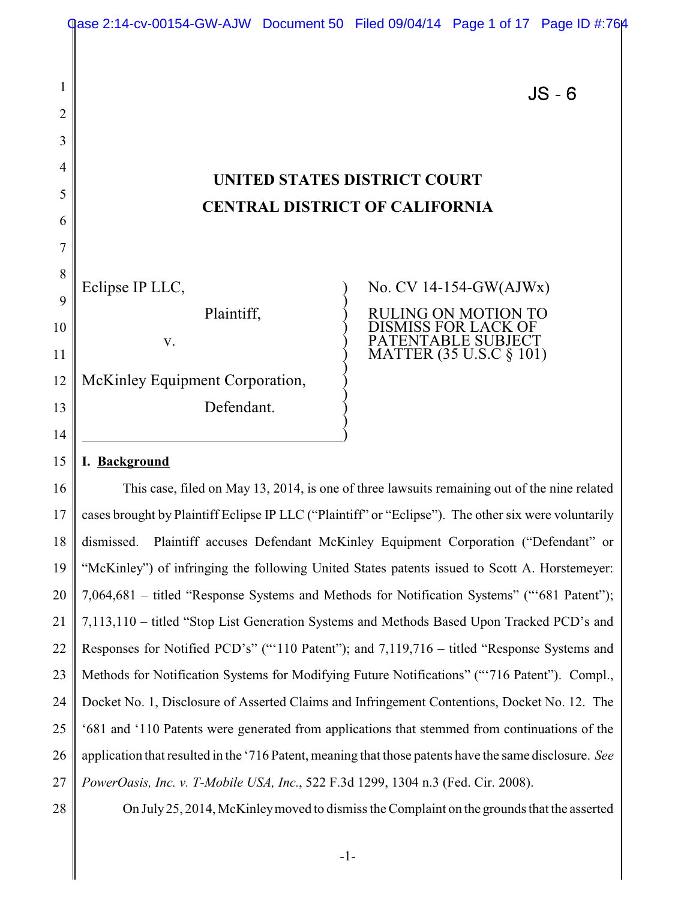JS - 6

# UNITED STATES DISTRICT COURT
# CENTRAL DISTRICT OF CALIFORNIA

Eclipse IP LLC,

Plaintiff,

v.

McKinley Equipment Corporation,

Defendant.

No. CV 14-154-GW(AJWx)

RULING ON MOTION TO DISMISS FOR LACK OF PATENTABLE SUBJECT MATTER (35 U.S.C § 101)

## I. Background

This case, filed on May 13, 2014, is one of three lawsuits remaining out of the nine related cases brought by Plaintiff Eclipse IP LLC ("Plaintiff" or "Eclipse"). The other six were voluntarily dismissed. Plaintiff accuses Defendant McKinley Equipment Corporation ("Defendant" or "McKinley") of infringing the following United States patents issued to Scott A. Horstemeyer: 7,064,681 – titled "Response Systems and Methods for Notification Systems" ("'681 Patent"); 7,113,110 – titled "Stop List Generation Systems and Methods Based Upon Tracked PCD's and Responses for Notified PCD's" ("'110 Patent"); and 7,119,716 – titled "Response Systems and Methods for Notification Systems for Modifying Future Notifications" ("'716 Patent"). Compl., Docket No. 1, Disclosure of Asserted Claims and Infringement Contentions, Docket No. 12. The '681 and '110 Patents were generated from applications that stemmed from continuations of the application that resulted in the '716 Patent, meaning that those patents have the same disclosure. *See PowerOasis, Inc. v. T-Mobile USA, Inc.*, 522 F.3d 1299, 1304 n.3 (Fed. Cir. 2008).

On July 25, 2014, McKinley moved to dismiss the Complaint on the grounds that the asserted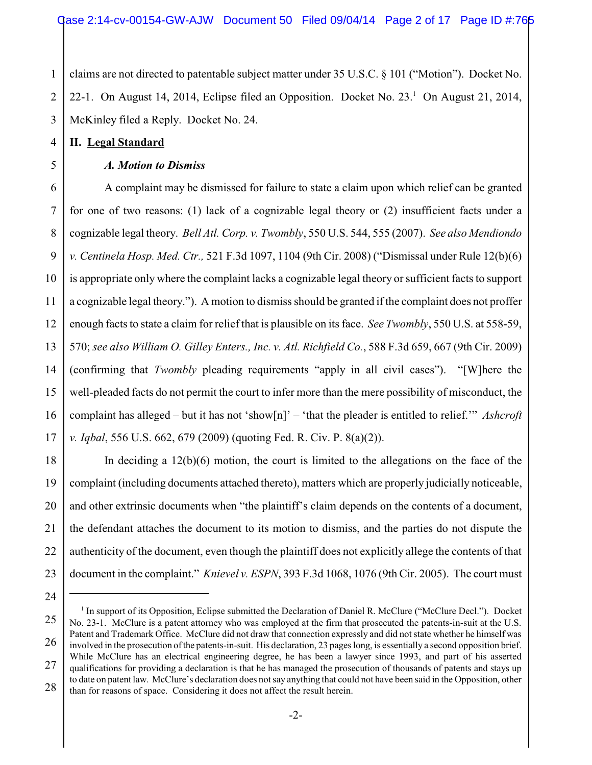claims are not directed to patentable subject matter under 35 U.S.C. § 101 ("Motion"). Docket No. 22-1. On August 14, 2014, Eclipse filed an Opposition. Docket No. 23.[1] On August 21, 2014, McKinley filed a Reply. Docket No. 24.

## II. Legal Standard

### *A. Motion to Dismiss*

A complaint may be dismissed for failure to state a claim upon which relief can be granted for one of two reasons: (1) lack of a cognizable legal theory or (2) insufficient facts under a cognizable legal theory. *Bell Atl. Corp. v. Twombly*, 550 U.S. 544, 555 (2007). *See also Mendiondo v. Centinela Hosp. Med. Ctr.,* 521 F.3d 1097, 1104 (9th Cir. 2008) ("Dismissal under Rule 12(b)(6) is appropriate only where the complaint lacks a cognizable legal theory or sufficient facts to support a cognizable legal theory."). A motion to dismiss should be granted if the complaint does not proffer enough facts to state a claim for relief that is plausible on its face. *See Twombly*, 550 U.S. at 558-59, 570; *see also William O. Gilley Enters., Inc. v. Atl. Richfield Co.*, 588 F.3d 659, 667 (9th Cir. 2009) (confirming that *Twombly* pleading requirements "apply in all civil cases"). "[W]here the well-pleaded facts do not permit the court to infer more than the mere possibility of misconduct, the complaint has alleged – but it has not 'show[n]' – 'that the pleader is entitled to relief.'" *Ashcroft v. Iqbal*, 556 U.S. 662, 679 (2009) (quoting Fed. R. Civ. P. 8(a)(2)).

In deciding a 12(b)(6) motion, the court is limited to the allegations on the face of the complaint (including documents attached thereto), matters which are properly judicially noticeable, and other extrinsic documents when "the plaintiff's claim depends on the contents of a document, the defendant attaches the document to its motion to dismiss, and the parties do not dispute the authenticity of the document, even though the plaintiff does not explicitly allege the contents of that document in the complaint." *Knievel v. ESPN*, 393 F.3d 1068, 1076 (9th Cir. 2005). The court must

---

[1] In support of its Opposition, Eclipse submitted the Declaration of Daniel R. McClure ("McClure Decl."). Docket No. 23-1. McClure is a patent attorney who was employed at the firm that prosecuted the patents-in-suit at the U.S. Patent and Trademark Office. McClure did not draw that connection expressly and did not state whether he himself was involved in the prosecution of the patents-in-suit. His declaration, 23 pages long, is essentially a second opposition brief. While McClure has an electrical engineering degree, he has been a lawyer since 1993, and part of his asserted qualifications for providing a declaration is that he has managed the prosecution of thousands of patents and stays up to date on patent law. McClure's declaration does not say anything that could not have been said in the Opposition, other than for reasons of space. Considering it does not affect the result herein.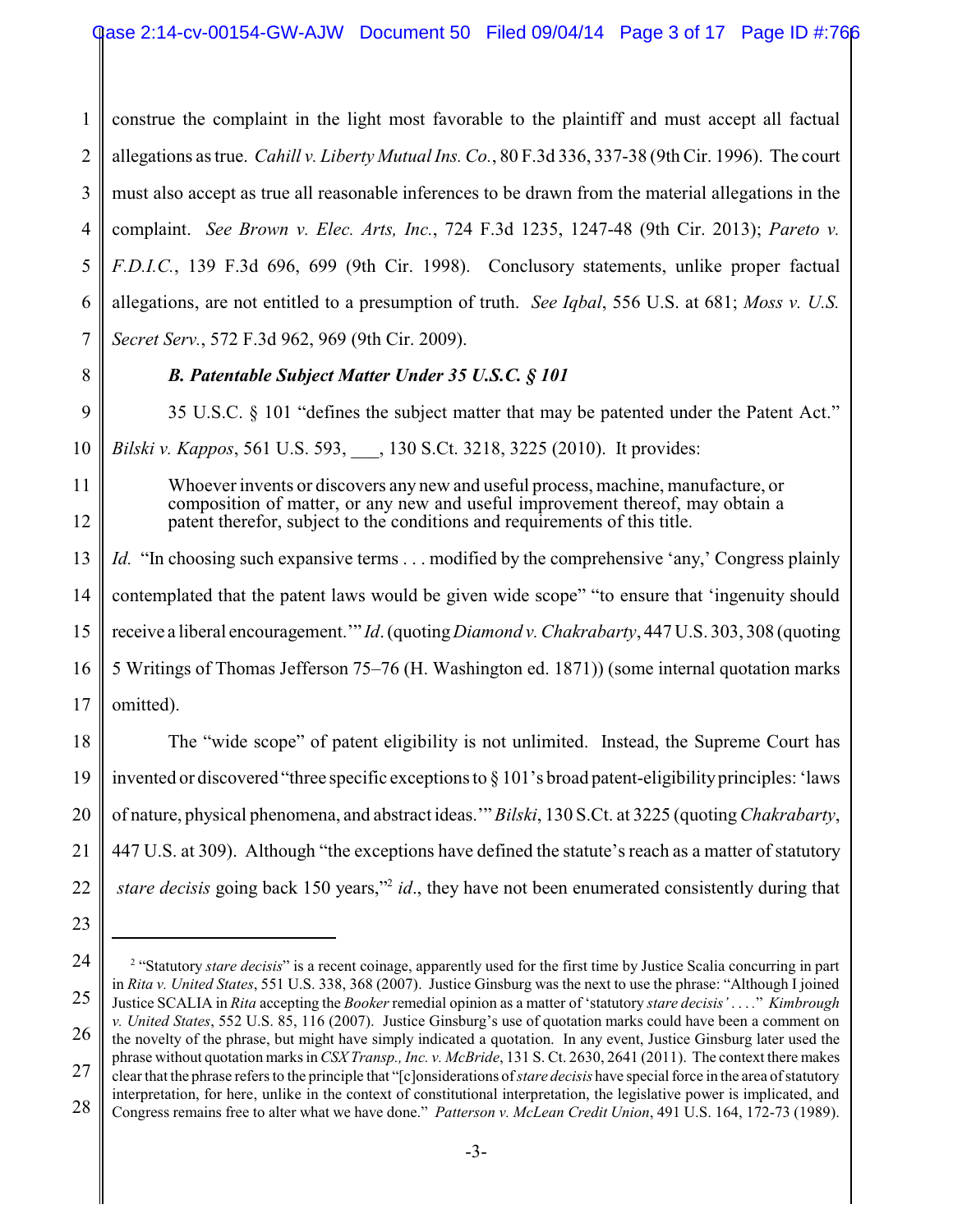construe the complaint in the light most favorable to the plaintiff and must accept all factual allegations as true. *Cahill v. Liberty Mutual Ins. Co.*, 80 F.3d 336, 337-38 (9th Cir. 1996). The court must also accept as true all reasonable inferences to be drawn from the material allegations in the complaint. *See Brown v. Elec. Arts, Inc.*, 724 F.3d 1235, 1247-48 (9th Cir. 2013); *Pareto v. F.D.I.C.*, 139 F.3d 696, 699 (9th Cir. 1998). Conclusory statements, unlike proper factual allegations, are not entitled to a presumption of truth. *See Iqbal*, 556 U.S. at 681; *Moss v. U.S. Secret Serv.*, 572 F.3d 962, 969 (9th Cir. 2009).

***B. Patentable Subject Matter Under 35 U.S.C. § 101***

35 U.S.C. § 101 "defines the subject matter that may be patented under the Patent Act." *Bilski v. Kappos*, 561 U.S. 593, ___, 130 S.Ct. 3218, 3225 (2010). It provides:

> Whoever invents or discovers any new and useful process, machine, manufacture, or composition of matter, or any new and useful improvement thereof, may obtain a patent therefor, subject to the conditions and requirements of this title.

*Id.* "In choosing such expansive terms . . . modified by the comprehensive 'any,' Congress plainly contemplated that the patent laws would be given wide scope" "to ensure that 'ingenuity should receive a liberal encouragement.'" *Id*. (quoting *Diamond v. Chakrabarty*, 447 U.S. 303, 308 (quoting 5 Writings of Thomas Jefferson 75–76 (H. Washington ed. 1871)) (some internal quotation marks omitted).

The "wide scope" of patent eligibility is not unlimited. Instead, the Supreme Court has invented or discovered "three specific exceptions to § 101's broad patent-eligibility principles: 'laws of nature, physical phenomena, and abstract ideas.'" *Bilski*, 130 S.Ct. at 3225 (quoting *Chakrabarty*, 447 U.S. at 309). Although "the exceptions have defined the statute's reach as a matter of statutory *stare decisis* going back 150 years,"[2] *id*., they have not been enumerated consistently during that

---

[2] "Statutory *stare decisis*" is a recent coinage, apparently used for the first time by Justice Scalia concurring in part in *Rita v. United States*, 551 U.S. 338, 368 (2007). Justice Ginsburg was the next to use the phrase: "Although I joined Justice SCALIA in *Rita* accepting the *Booker* remedial opinion as a matter of 'statutory *stare decisis*' . . . ." *Kimbrough v. United States*, 552 U.S. 85, 116 (2007). Justice Ginsburg's use of quotation marks could have been a comment on the novelty of the phrase, but might have simply indicated a quotation. In any event, Justice Ginsburg later used the phrase without quotation marks in *CSX Transp., Inc. v. McBride*, 131 S. Ct. 2630, 2641 (2011). The context there makes clear that the phrase refers to the principle that "[c]onsiderations of *stare decisis* have special force in the area of statutory interpretation, for here, unlike in the context of constitutional interpretation, the legislative power is implicated, and Congress remains free to alter what we have done." *Patterson v. McLean Credit Union*, 491 U.S. 164, 172-73 (1989).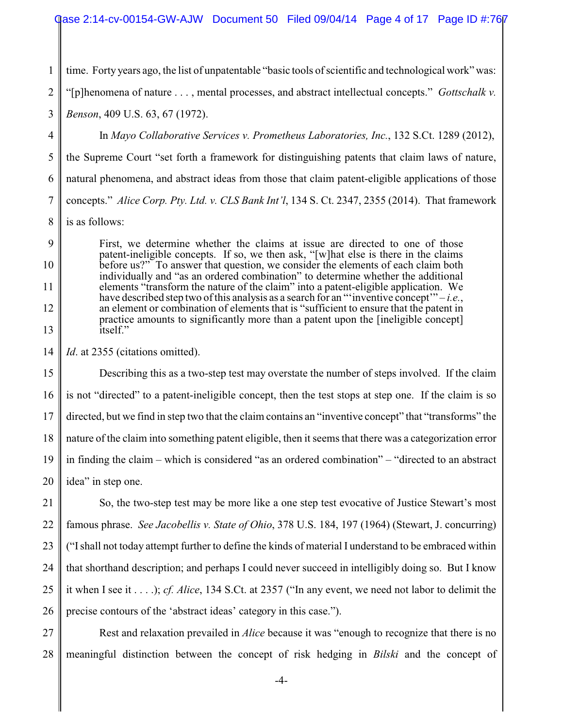time. Forty years ago, the list of unpatentable "basic tools of scientific and technological work" was: "[p]henomena of nature . . . , mental processes, and abstract intellectual concepts." *Gottschalk v. Benson*, 409 U.S. 63, 67 (1972).

In *Mayo Collaborative Services v. Prometheus Laboratories, Inc.*, 132 S.Ct. 1289 (2012), the Supreme Court "set forth a framework for distinguishing patents that claim laws of nature, natural phenomena, and abstract ideas from those that claim patent-eligible applications of those concepts." *Alice Corp. Pty. Ltd. v. CLS Bank Int'l*, 134 S. Ct. 2347, 2355 (2014). That framework is as follows:

> First, we determine whether the claims at issue are directed to one of those patent-ineligible concepts. If so, we then ask, "[w]hat else is there in the claims before us?" To answer that question, we consider the elements of each claim both individually and "as an ordered combination" to determine whether the additional elements "transform the nature of the claim" into a patent-eligible application. We have described step two of this analysis as a search for an "'inventive concept'" – *i.e.*, an element or combination of elements that is "sufficient to ensure that the patent in practice amounts to significantly more than a patent upon the [ineligible concept] itself."

*Id*. at 2355 (citations omitted).

Describing this as a two-step test may overstate the number of steps involved. If the claim is not "directed" to a patent-ineligible concept, then the test stops at step one. If the claim is so directed, but we find in step two that the claim contains an "inventive concept" that "transforms" the nature of the claim into something patent eligible, then it seems that there was a categorization error in finding the claim – which is considered "as an ordered combination" – "directed to an abstract idea" in step one.

So, the two-step test may be more like a one step test evocative of Justice Stewart's most famous phrase. *See Jacobellis v. State of Ohio*, 378 U.S. 184, 197 (1964) (Stewart, J. concurring) ("I shall not today attempt further to define the kinds of material I understand to be embraced within that shorthand description; and perhaps I could never succeed in intelligibly doing so. But I know it when I see it . . . .); *cf. Alice*, 134 S.Ct. at 2357 ("In any event, we need not labor to delimit the precise contours of the 'abstract ideas' category in this case.").

Rest and relaxation prevailed in *Alice* because it was "enough to recognize that there is no meaningful distinction between the concept of risk hedging in *Bilski* and the concept of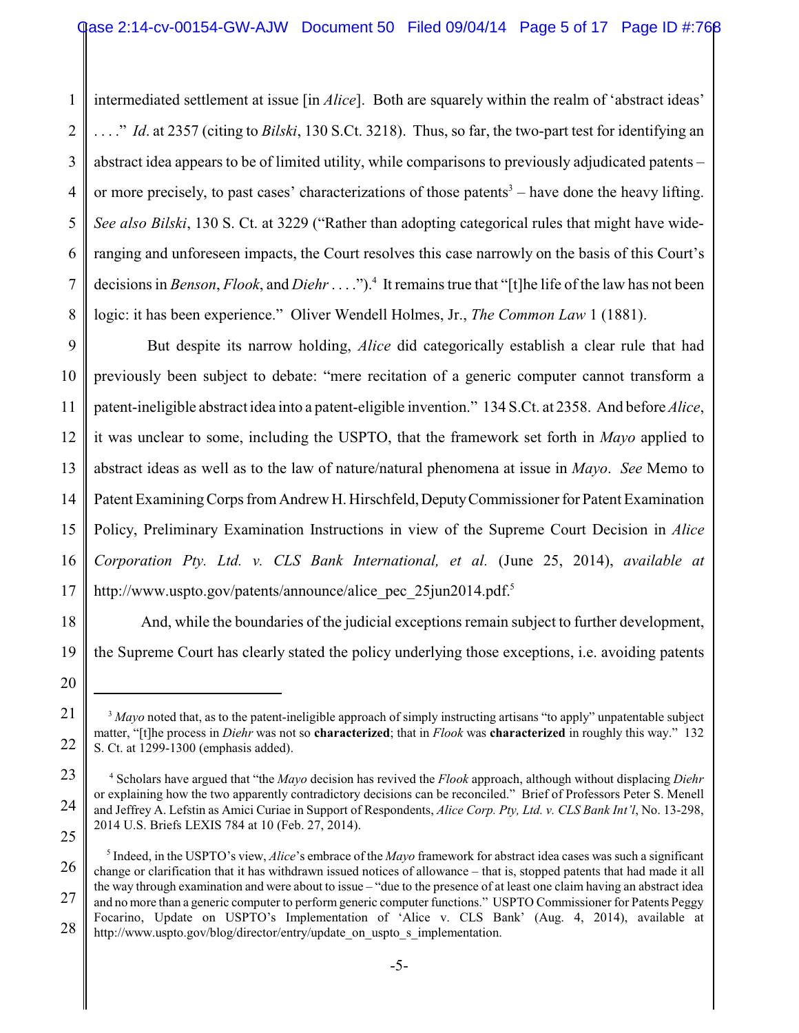intermediated settlement at issue [in *Alice*]. Both are squarely within the realm of 'abstract ideas' . . . ." *Id*. at 2357 (citing to *Bilski*, 130 S.Ct. 3218). Thus, so far, the two-part test for identifying an abstract idea appears to be of limited utility, while comparisons to previously adjudicated patents – or more precisely, to past cases' characterizations of those patents[3] – have done the heavy lifting. *See also Bilski*, 130 S. Ct. at 3229 ("Rather than adopting categorical rules that might have wide-ranging and unforeseen impacts, the Court resolves this case narrowly on the basis of this Court's decisions in *Benson*, *Flook*, and *Diehr* . . . .").[4] It remains true that "[t]he life of the law has not been logic: it has been experience." Oliver Wendell Holmes, Jr., *The Common Law* 1 (1881).

But despite its narrow holding, *Alice* did categorically establish a clear rule that had previously been subject to debate: "mere recitation of a generic computer cannot transform a patent-ineligible abstract idea into a patent-eligible invention." 134 S.Ct. at 2358. And before *Alice*, it was unclear to some, including the USPTO, that the framework set forth in *Mayo* applied to abstract ideas as well as to the law of nature/natural phenomena at issue in *Mayo*. *See* Memo to Patent Examining Corps from Andrew H. Hirschfeld, Deputy Commissioner for Patent Examination Policy, Preliminary Examination Instructions in view of the Supreme Court Decision in *Alice Corporation Pty. Ltd. v. CLS Bank International, et al.* (June 25, 2014), *available at* http://www.uspto.gov/patents/announce/alice_pec_25jun2014.pdf.[5]

And, while the boundaries of the judicial exceptions remain subject to further development, the Supreme Court has clearly stated the policy underlying those exceptions, i.e. avoiding patents

---

[3] *Mayo* noted that, as to the patent-ineligible approach of simply instructing artisans "to apply" unpatentable subject matter, "[t]he process in *Diehr* was not so **characterized**; that in *Flook* was **characterized** in roughly this way." 132 S. Ct. at 1299-1300 (emphasis added).

[4] Scholars have argued that "the *Mayo* decision has revived the *Flook* approach, although without displacing *Diehr* or explaining how the two apparently contradictory decisions can be reconciled." Brief of Professors Peter S. Menell and Jeffrey A. Lefstin as Amici Curiae in Support of Respondents, *Alice Corp. Pty, Ltd. v. CLS Bank Int'l*, No. 13-298, 2014 U.S. Briefs LEXIS 784 at 10 (Feb. 27, 2014).

[5] Indeed, in the USPTO's view, *Alice*'s embrace of the *Mayo* framework for abstract idea cases was such a significant change or clarification that it has withdrawn issued notices of allowance – that is, stopped patents that had made it all the way through examination and were about to issue – "due to the presence of at least one claim having an abstract idea and no more than a generic computer to perform generic computer functions." USPTO Commissioner for Patents Peggy Focarino, Update on USPTO's Implementation of 'Alice v. CLS Bank' (Aug. 4, 2014), available at http://www.uspto.gov/blog/director/entry/update_on_uspto_s_implementation.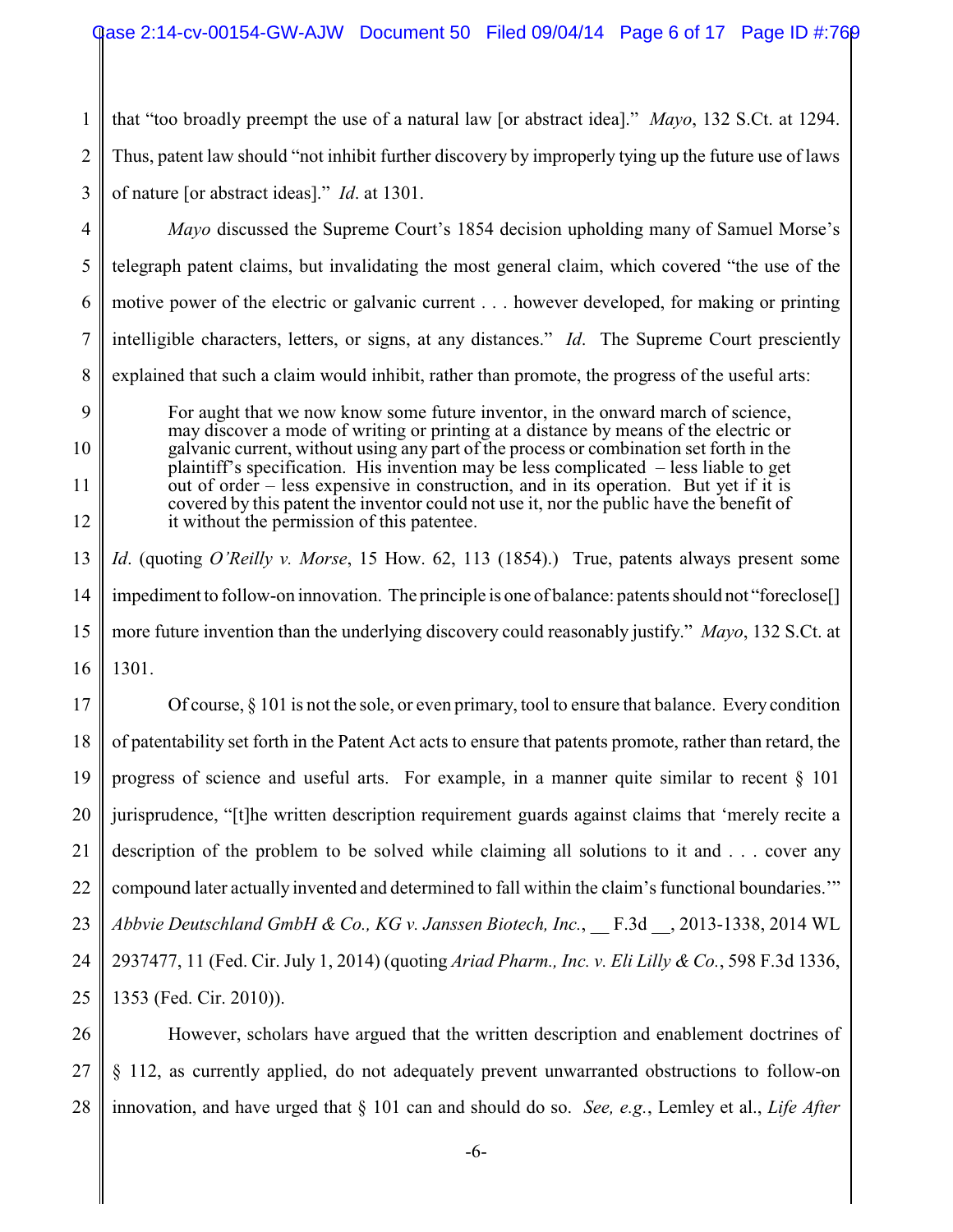that "too broadly preempt the use of a natural law [or abstract idea]." *Mayo*, 132 S.Ct. at 1294. Thus, patent law should "not inhibit further discovery by improperly tying up the future use of laws of nature [or abstract ideas]." *Id*. at 1301.

*Mayo* discussed the Supreme Court's 1854 decision upholding many of Samuel Morse's telegraph patent claims, but invalidating the most general claim, which covered "the use of the motive power of the electric or galvanic current . . . however developed, for making or printing intelligible characters, letters, or signs, at any distances." *Id*. The Supreme Court presciently explained that such a claim would inhibit, rather than promote, the progress of the useful arts:

> For aught that we now know some future inventor, in the onward march of science, may discover a mode of writing or printing at a distance by means of the electric or galvanic current, without using any part of the process or combination set forth in the plaintiff's specification. His invention may be less complicated – less liable to get out of order – less expensive in construction, and in its operation. But yet if it is covered by this patent the inventor could not use it, nor the public have the benefit of it without the permission of this patentee.

*Id*. (quoting *O'Reilly v. Morse*, 15 How. 62, 113 (1854).) True, patents always present some impediment to follow-on innovation. The principle is one of balance: patents should not "foreclose[] more future invention than the underlying discovery could reasonably justify." *Mayo*, 132 S.Ct. at 1301.

Of course, § 101 is not the sole, or even primary, tool to ensure that balance. Every condition of patentability set forth in the Patent Act acts to ensure that patents promote, rather than retard, the progress of science and useful arts. For example, in a manner quite similar to recent § 101 jurisprudence, "[t]he written description requirement guards against claims that 'merely recite a description of the problem to be solved while claiming all solutions to it and . . . cover any compound later actually invented and determined to fall within the claim's functional boundaries.'" *Abbvie Deutschland GmbH & Co., KG v. Janssen Biotech, Inc.*, __ F.3d __, 2013-1338, 2014 WL 2937477, 11 (Fed. Cir. July 1, 2014) (quoting *Ariad Pharm., Inc. v. Eli Lilly & Co.*, 598 F.3d 1336, 1353 (Fed. Cir. 2010)).

However, scholars have argued that the written description and enablement doctrines of § 112, as currently applied, do not adequately prevent unwarranted obstructions to follow-on innovation, and have urged that § 101 can and should do so. *See, e.g.*, Lemley et al., *Life After*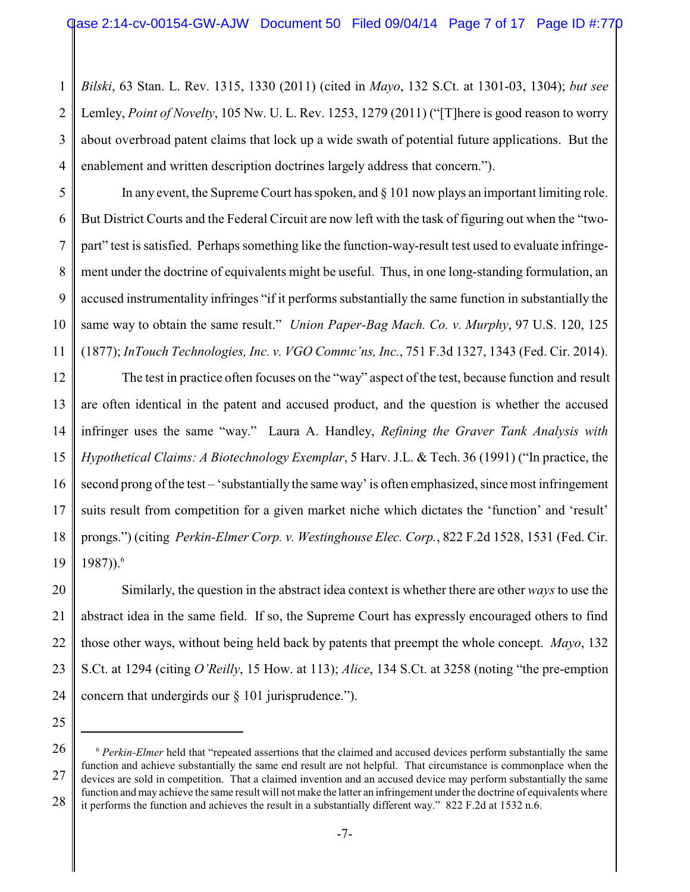*Bilski*, 63 Stan. L. Rev. 1315, 1330 (2011) (cited in *Mayo*, 132 S.Ct. at 1301-03, 1304); *but see* Lemley, *Point of Novelty*, 105 Nw. U. L. Rev. 1253, 1279 (2011) ("[T]here is good reason to worry about overbroad patent claims that lock up a wide swath of potential future applications. But the enablement and written description doctrines largely address that concern.").

In any event, the Supreme Court has spoken, and § 101 now plays an important limiting role. But District Courts and the Federal Circuit are now left with the task of figuring out when the "two-part" test is satisfied. Perhaps something like the function-way-result test used to evaluate infringement under the doctrine of equivalents might be useful. Thus, in one long-standing formulation, an accused instrumentality infringes "if it performs substantially the same function in substantially the same way to obtain the same result." *Union Paper-Bag Mach. Co. v. Murphy*, 97 U.S. 120, 125 (1877); *InTouch Technologies, Inc. v. VGO Commc'ns, Inc.*, 751 F.3d 1327, 1343 (Fed. Cir. 2014).

The test in practice often focuses on the "way" aspect of the test, because function and result are often identical in the patent and accused product, and the question is whether the accused infringer uses the same "way." Laura A. Handley, *Refining the Graver Tank Analysis with Hypothetical Claims: A Biotechnology Exemplar*, 5 Harv. J.L. & Tech. 36 (1991) ("In practice, the second prong of the test – 'substantially the same way' is often emphasized, since most infringement suits result from competition for a given market niche which dictates the 'function' and 'result' prongs.") (citing *Perkin-Elmer Corp. v. Westinghouse Elec. Corp.*, 822 F.2d 1528, 1531 (Fed. Cir. 1987)).[6]

Similarly, the question in the abstract idea context is whether there are other *ways* to use the abstract idea in the same field. If so, the Supreme Court has expressly encouraged others to find those other ways, without being held back by patents that preempt the whole concept. *Mayo*, 132 S.Ct. at 1294 (citing *O'Reilly*, 15 How. at 113); *Alice*, 134 S.Ct. at 3258 (noting "the pre-emption concern that undergirds our § 101 jurisprudence.").

---

[6] *Perkin-Elmer* held that "repeated assertions that the claimed and accused devices perform substantially the same function and achieve substantially the same end result are not helpful. That circumstance is commonplace when the devices are sold in competition. That a claimed invention and an accused device may perform substantially the same function and may achieve the same result will not make the latter an infringement under the doctrine of equivalents where it performs the function and achieves the result in a substantially different way." 822 F.2d at 1532 n.6.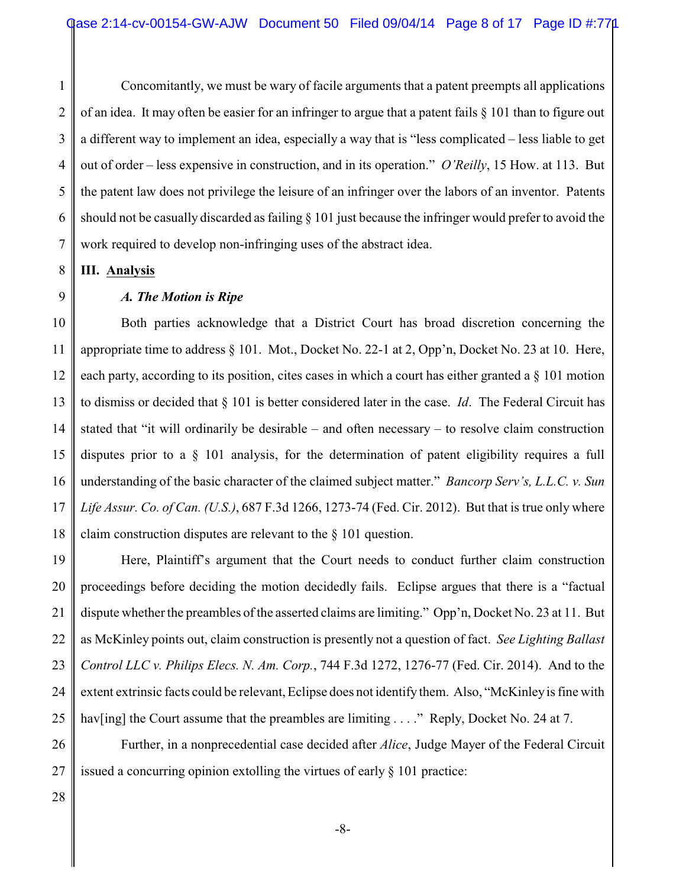Concomitantly, we must be wary of facile arguments that a patent preempts all applications of an idea. It may often be easier for an infringer to argue that a patent fails § 101 than to figure out a different way to implement an idea, especially a way that is "less complicated – less liable to get out of order – less expensive in construction, and in its operation." *O'Reilly*, 15 How. at 113. But the patent law does not privilege the leisure of an infringer over the labors of an inventor. Patents should not be casually discarded as failing § 101 just because the infringer would prefer to avoid the work required to develop non-infringing uses of the abstract idea.

## III. Analysis

### *A. The Motion is Ripe*

Both parties acknowledge that a District Court has broad discretion concerning the appropriate time to address § 101. Mot., Docket No. 22-1 at 2, Opp'n, Docket No. 23 at 10. Here, each party, according to its position, cites cases in which a court has either granted a § 101 motion to dismiss or decided that § 101 is better considered later in the case. *Id*. The Federal Circuit has stated that "it will ordinarily be desirable – and often necessary – to resolve claim construction disputes prior to a § 101 analysis, for the determination of patent eligibility requires a full understanding of the basic character of the claimed subject matter." *Bancorp Serv's, L.L.C. v. Sun Life Assur. Co. of Can. (U.S.)*, 687 F.3d 1266, 1273-74 (Fed. Cir. 2012). But that is true only where claim construction disputes are relevant to the § 101 question.

Here, Plaintiff's argument that the Court needs to conduct further claim construction proceedings before deciding the motion decidedly fails. Eclipse argues that there is a "factual dispute whether the preambles of the asserted claims are limiting." Opp'n, Docket No. 23 at 11. But as McKinley points out, claim construction is presently not a question of fact. *See Lighting Ballast Control LLC v. Philips Elecs. N. Am. Corp.*, 744 F.3d 1272, 1276-77 (Fed. Cir. 2014). And to the extent extrinsic facts could be relevant, Eclipse does not identify them. Also, "McKinley is fine with hav[ing] the Court assume that the preambles are limiting . . . ." Reply, Docket No. 24 at 7.

Further, in a nonprecedential case decided after *Alice*, Judge Mayer of the Federal Circuit issued a concurring opinion extolling the virtues of early § 101 practice: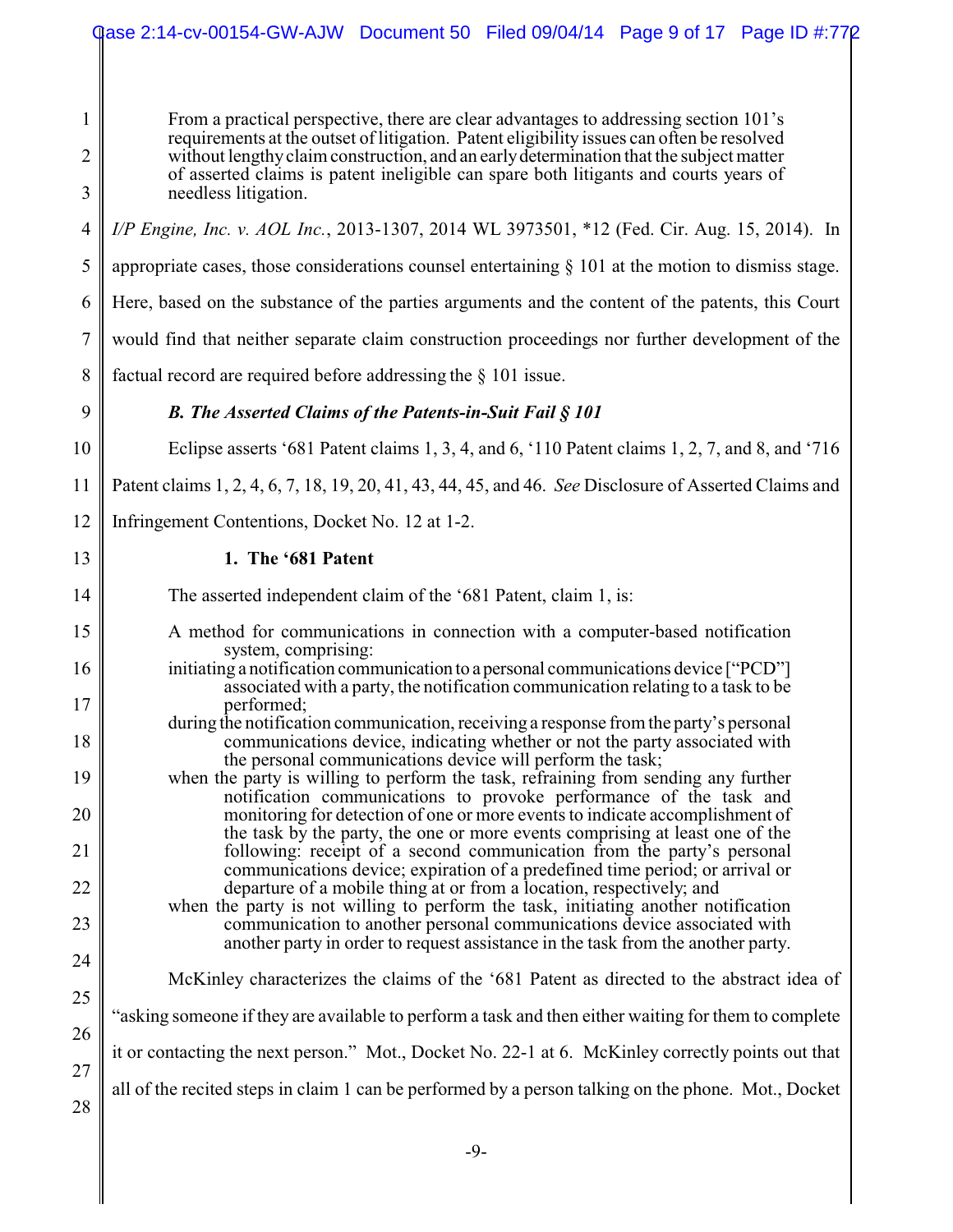> From a practical perspective, there are clear advantages to addressing section 101's requirements at the outset of litigation. Patent eligibility issues can often be resolved without lengthy claim construction, and an early determination that the subject matter of asserted claims is patent ineligible can spare both litigants and courts years of needless litigation.

*I/P Engine, Inc. v. AOL Inc.*, 2013-1307, 2014 WL 3973501, *12 (Fed. Cir. Aug. 15, 2014). In appropriate cases, those considerations counsel entertaining § 101 at the motion to dismiss stage. Here, based on the substance of the parties arguments and the content of the patents, this Court would find that neither separate claim construction proceedings nor further development of the factual record are required before addressing the § 101 issue.

### *B. The Asserted Claims of the Patents-in-Suit Fail § 101*

Eclipse asserts '681 Patent claims 1, 3, 4, and 6, '110 Patent claims 1, 2, 7, and 8, and '716 Patent claims 1, 2, 4, 6, 7, 18, 19, 20, 41, 43, 44, 45, and 46. *See* Disclosure of Asserted Claims and Infringement Contentions, Docket No. 12 at 1-2.

#### 1. The '681 Patent

The asserted independent claim of the '681 Patent, claim 1, is:

> A method for communications in connection with a computer-based notification system, comprising:
>
> initiating a notification communication to a personal communications device ["PCD"] associated with a party, the notification communication relating to a task to be performed;
>
> during the notification communication, receiving a response from the party's personal communications device, indicating whether or not the party associated with the personal communications device will perform the task;
>
> when the party is willing to perform the task, refraining from sending any further notification communications to provoke performance of the task and monitoring for detection of one or more events to indicate accomplishment of the task by the party, the one or more events comprising at least one of the following: receipt of a second communication from the party's personal communications device; expiration of a predefined time period; or arrival or departure of a mobile thing at or from a location, respectively; and
>
> when the party is not willing to perform the task, initiating another notification communication to another personal communications device associated with another party in order to request assistance in the task from the another party.

McKinley characterizes the claims of the '681 Patent as directed to the abstract idea of "asking someone if they are available to perform a task and then either waiting for them to complete it or contacting the next person." Mot., Docket No. 22-1 at 6. McKinley correctly points out that all of the recited steps in claim 1 can be performed by a person talking on the phone. Mot., Docket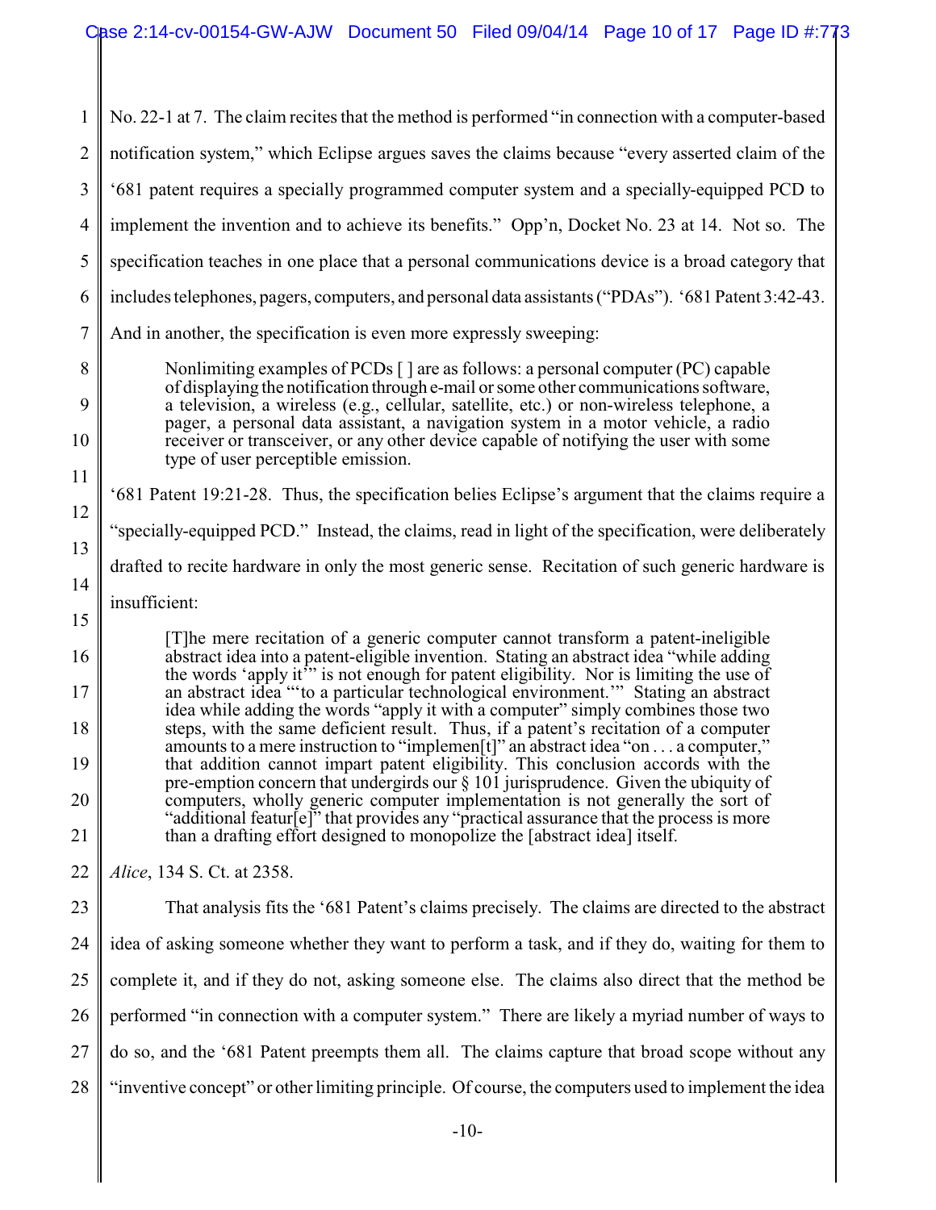No. 22-1 at 7. The claim recites that the method is performed "in connection with a computer-based notification system," which Eclipse argues saves the claims because "every asserted claim of the '681 patent requires a specially programmed computer system and a specially-equipped PCD to implement the invention and to achieve its benefits." Opp'n, Docket No. 23 at 14. Not so. The specification teaches in one place that a personal communications device is a broad category that includes telephones, pagers, computers, and personal data assistants ("PDAs"). '681 Patent 3:42-43. And in another, the specification is even more expressly sweeping:

> Nonlimiting examples of PCDs [ ] are as follows: a personal computer (PC) capable of displaying the notification through e-mail or some other communications software, a television, a wireless (e.g., cellular, satellite, etc.) or non-wireless telephone, a pager, a personal data assistant, a navigation system in a motor vehicle, a radio receiver or transceiver, or any other device capable of notifying the user with some type of user perceptible emission.

'681 Patent 19:21-28. Thus, the specification belies Eclipse's argument that the claims require a "specially-equipped PCD." Instead, the claims, read in light of the specification, were deliberately drafted to recite hardware in only the most generic sense. Recitation of such generic hardware is insufficient:

> [T]he mere recitation of a generic computer cannot transform a patent-ineligible abstract idea into a patent-eligible invention. Stating an abstract idea "while adding the words 'apply it'" is not enough for patent eligibility. Nor is limiting the use of an abstract idea "'to a particular technological environment.'" Stating an abstract idea while adding the words "apply it with a computer" simply combines those two steps, with the same deficient result. Thus, if a patent's recitation of a computer amounts to a mere instruction to "implemen[t]" an abstract idea "on . . . a computer," that addition cannot impart patent eligibility. This conclusion accords with the pre-emption concern that undergirds our § 101 jurisprudence. Given the ubiquity of computers, wholly generic computer implementation is not generally the sort of "additional featur[e]" that provides any "practical assurance that the process is more than a drafting effort designed to monopolize the [abstract idea] itself.

*Alice*, 134 S. Ct. at 2358.

That analysis fits the '681 Patent's claims precisely. The claims are directed to the abstract idea of asking someone whether they want to perform a task, and if they do, waiting for them to complete it, and if they do not, asking someone else. The claims also direct that the method be performed "in connection with a computer system." There are likely a myriad number of ways to do so, and the '681 Patent preempts them all. The claims capture that broad scope without any "inventive concept" or other limiting principle. Of course, the computers used to implement the idea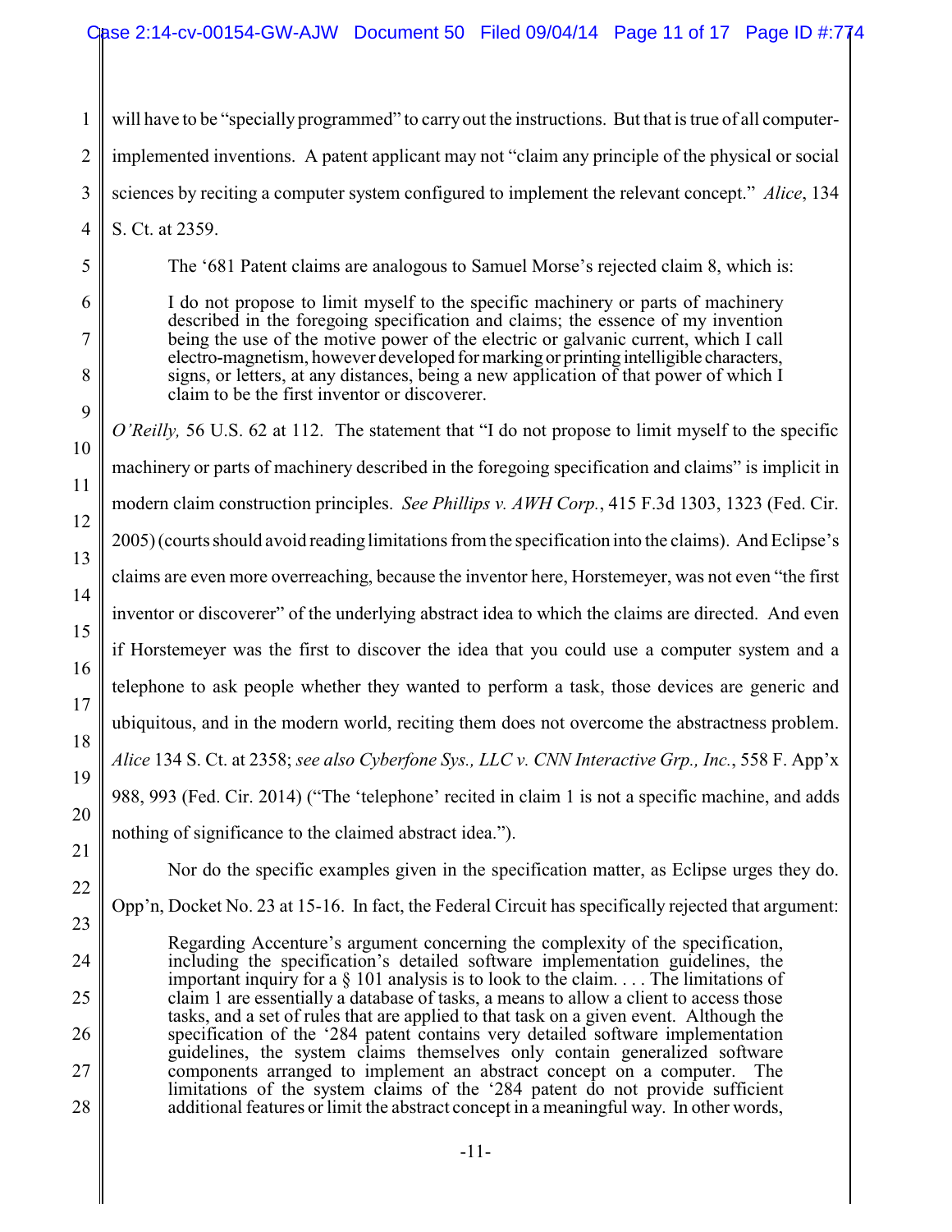will have to be "specially programmed" to carry out the instructions. But that is true of all computer-implemented inventions. A patent applicant may not "claim any principle of the physical or social sciences by reciting a computer system configured to implement the relevant concept." *Alice*, 134 S. Ct. at 2359.

The '681 Patent claims are analogous to Samuel Morse's rejected claim 8, which is:

> I do not propose to limit myself to the specific machinery or parts of machinery described in the foregoing specification and claims; the essence of my invention being the use of the motive power of the electric or galvanic current, which I call electro-magnetism, however developed for marking or printing intelligible characters, signs, or letters, at any distances, being a new application of that power of which I claim to be the first inventor or discoverer.

*O'Reilly,* 56 U.S. 62 at 112. The statement that "I do not propose to limit myself to the specific machinery or parts of machinery described in the foregoing specification and claims" is implicit in modern claim construction principles. *See Phillips v. AWH Corp.*, 415 F.3d 1303, 1323 (Fed. Cir. 2005) (courts should avoid reading limitations from the specification into the claims). And Eclipse's claims are even more overreaching, because the inventor here, Horstemeyer, was not even "the first inventor or discoverer" of the underlying abstract idea to which the claims are directed. And even if Horstemeyer was the first to discover the idea that you could use a computer system and a telephone to ask people whether they wanted to perform a task, those devices are generic and ubiquitous, and in the modern world, reciting them does not overcome the abstractness problem. *Alice* 134 S. Ct. at 2358; *see also Cyberfone Sys., LLC v. CNN Interactive Grp., Inc.*, 558 F. App'x 988, 993 (Fed. Cir. 2014) ("The 'telephone' recited in claim 1 is not a specific machine, and adds nothing of significance to the claimed abstract idea.").

Nor do the specific examples given in the specification matter, as Eclipse urges they do. Opp'n, Docket No. 23 at 15-16. In fact, the Federal Circuit has specifically rejected that argument:

> Regarding Accenture's argument concerning the complexity of the specification, including the specification's detailed software implementation guidelines, the important inquiry for a § 101 analysis is to look to the claim. . . . The limitations of claim 1 are essentially a database of tasks, a means to allow a client to access those tasks, and a set of rules that are applied to that task on a given event. Although the specification of the '284 patent contains very detailed software implementation guidelines, the system claims themselves only contain generalized software components arranged to implement an abstract concept on a computer. The limitations of the system claims of the '284 patent do not provide sufficient additional features or limit the abstract concept in a meaningful way. In other words,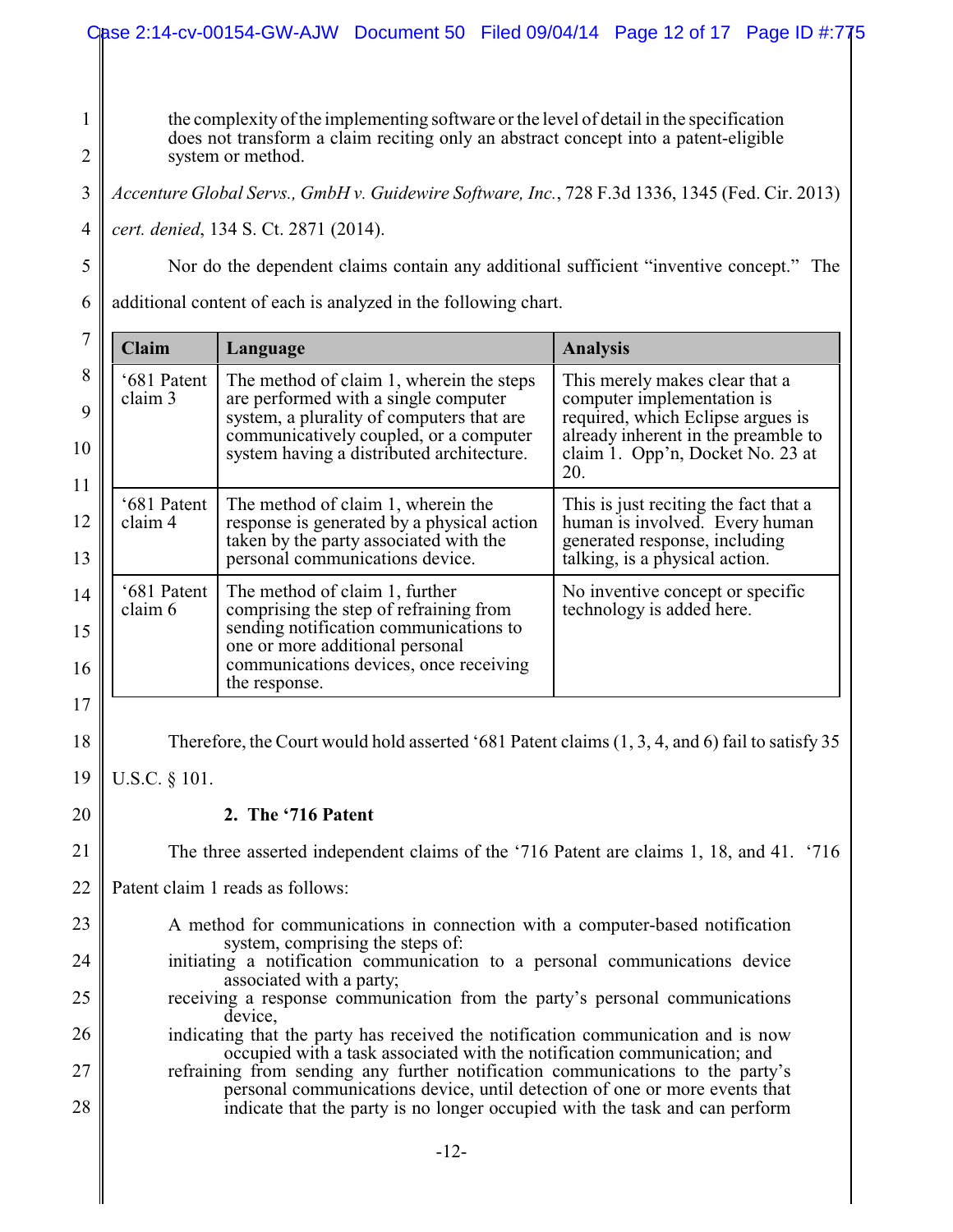> the complexity of the implementing software or the level of detail in the specification does not transform a claim reciting only an abstract concept into a patent-eligible system or method.

*Accenture Global Servs., GmbH v. Guidewire Software, Inc.*, 728 F.3d 1336, 1345 (Fed. Cir. 2013) *cert. denied*, 134 S. Ct. 2871 (2014).

Nor do the dependent claims contain any additional sufficient "inventive concept." The additional content of each is analyzed in the following chart.

| Claim | Language | Analysis |
|---|---|---|
| '681 Patent claim 3 | The method of claim 1, wherein the steps are performed with a single computer system, a plurality of computers that are communicatively coupled, or a computer system having a distributed architecture. | This merely makes clear that a computer implementation is required, which Eclipse argues is already inherent in the preamble to claim 1. Opp'n, Docket No. 23 at 20. |
| '681 Patent claim 4 | The method of claim 1, wherein the response is generated by a physical action taken by the party associated with the personal communications device. | This is just reciting the fact that a human is involved. Every human generated response, including talking, is a physical action. |
| '681 Patent claim 6 | The method of claim 1, further comprising the step of refraining from sending notification communications to one or more additional personal communications devices, once receiving the response. | No inventive concept or specific technology is added here. |

Therefore, the Court would hold asserted '681 Patent claims (1, 3, 4, and 6) fail to satisfy 35 U.S.C. § 101.

**2. The '716 Patent**

The three asserted independent claims of the '716 Patent are claims 1, 18, and 41. '716 Patent claim 1 reads as follows:

> A method for communications in connection with a computer-based notification system, comprising the steps of:
> initiating a notification communication to a personal communications device associated with a party;
> receiving a response communication from the party's personal communications device,
> indicating that the party has received the notification communication and is now occupied with a task associated with the notification communication; and
> refraining from sending any further notification communications to the party's personal communications device, until detection of one or more events that indicate that the party is no longer occupied with the task and can perform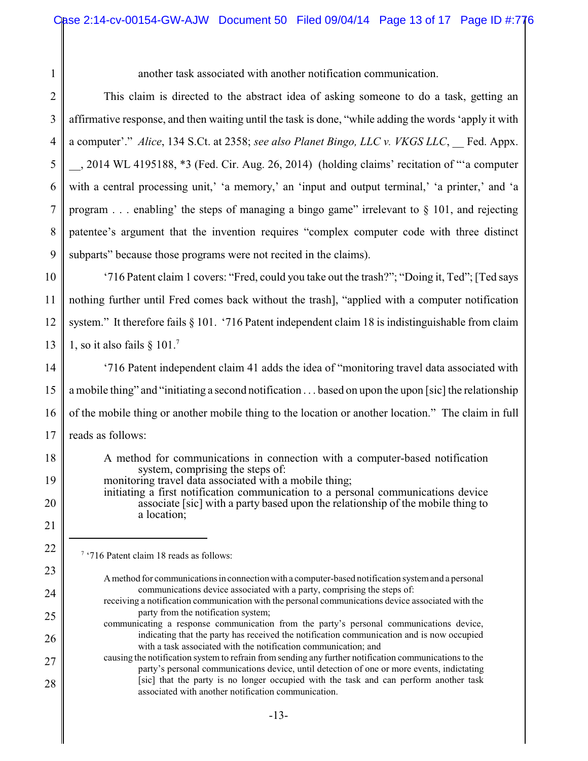another task associated with another notification communication.

This claim is directed to the abstract idea of asking someone to do a task, getting an affirmative response, and then waiting until the task is done, "while adding the words 'apply it with a computer'." *Alice*, 134 S.Ct. at 2358; *see also Planet Bingo, LLC v. VKGS LLC*, __ Fed. Appx. __, 2014 WL 4195188, *3 (Fed. Cir. Aug. 26, 2014) (holding claims' recitation of "'a computer with a central processing unit,' 'a memory,' an 'input and output terminal,' 'a printer,' and 'a program . . . enabling' the steps of managing a bingo game" irrelevant to § 101, and rejecting patentee's argument that the invention requires "complex computer code with three distinct subparts" because those programs were not recited in the claims).

'716 Patent claim 1 covers: "Fred, could you take out the trash?"; "Doing it, Ted"; [Ted says nothing further until Fred comes back without the trash], "applied with a computer notification system." It therefore fails § 101. '716 Patent independent claim 18 is indistinguishable from claim 1, so it also fails § 101.[7]

'716 Patent independent claim 41 adds the idea of "monitoring travel data associated with a mobile thing" and "initiating a second notification . . . based on upon the upon [sic] the relationship of the mobile thing or another mobile thing to the location or another location." The claim in full reads as follows:

> A method for communications in connection with a computer-based notification system, comprising the steps of:
> monitoring travel data associated with a mobile thing;
> initiating a first notification communication to a personal communications device associate [sic] with a party based upon the relationship of the mobile thing to a location;

---

[7] '716 Patent claim 18 reads as follows:

> A method for communications in connection with a computer-based notification system and a personal communications device associated with a party, comprising the steps of:
> receiving a notification communication with the personal communications device associated with the party from the notification system;
> communicating a response communication from the party's personal communications device, indicating that the party has received the notification communication and is now occupied with a task associated with the notification communication; and
> causing the notification system to refrain from sending any further notification communications to the party's personal communications device, until detection of one or more events, indictating [sic] that the party is no longer occupied with the task and can perform another task associated with another notification communication.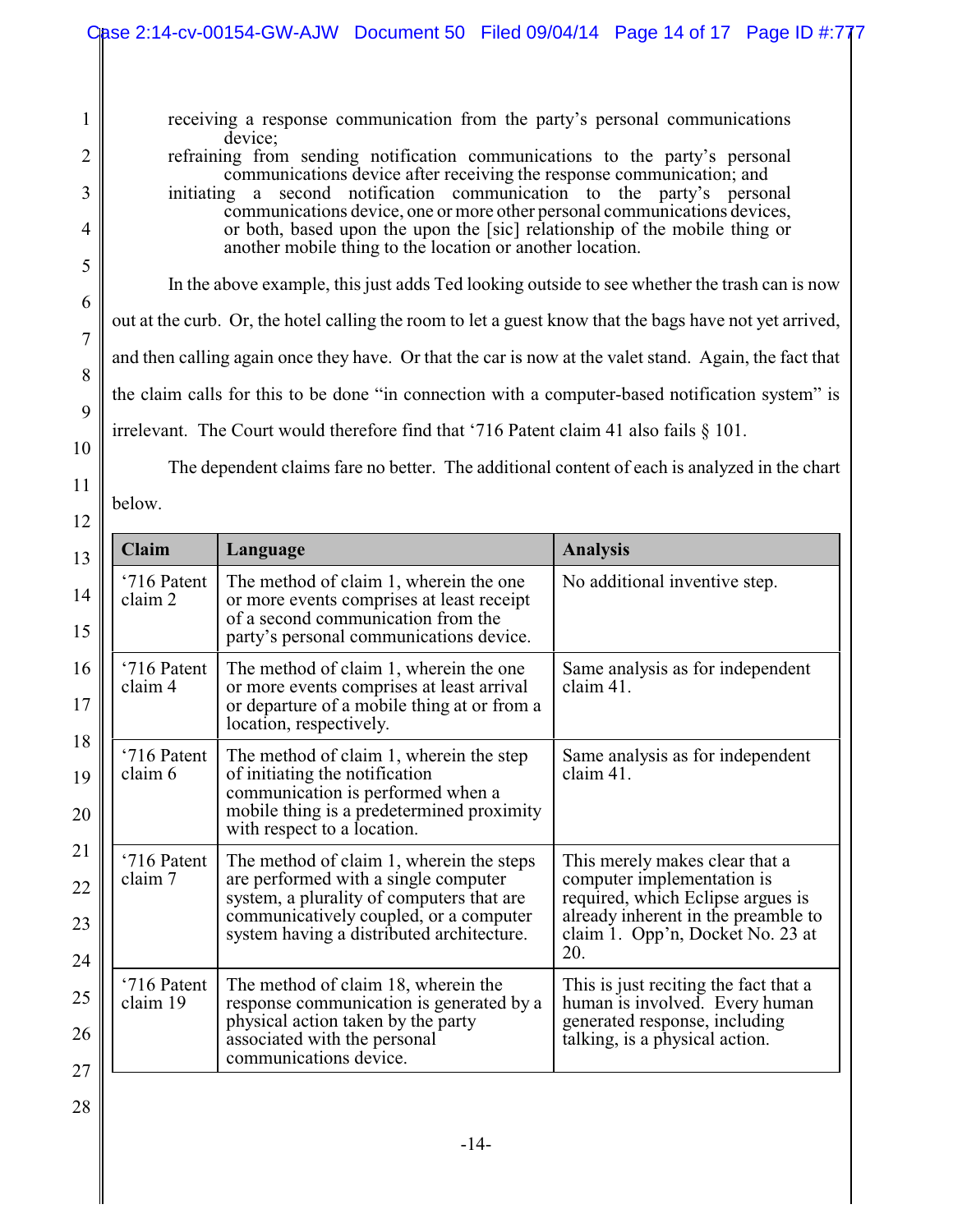> receiving a response communication from the party's personal communications device;
> refraining from sending notification communications to the party's personal communications device after receiving the response communication; and
> initiating a second notification communication to the party's personal communications device, one or more other personal communications devices, or both, based upon the upon the [sic] relationship of the mobile thing or another mobile thing to the location or another location.

In the above example, this just adds Ted looking outside to see whether the trash can is now out at the curb. Or, the hotel calling the room to let a guest know that the bags have not yet arrived, and then calling again once they have. Or that the car is now at the valet stand. Again, the fact that the claim calls for this to be done "in connection with a computer-based notification system" is irrelevant. The Court would therefore find that '716 Patent claim 41 also fails § 101.

The dependent claims fare no better. The additional content of each is analyzed in the chart below.

| Claim | Language | Analysis |
|---|---|---|
| '716 Patent claim 2 | The method of claim 1, wherein the one or more events comprises at least receipt of a second communication from the party's personal communications device. | No additional inventive step. |
| '716 Patent claim 4 | The method of claim 1, wherein the one or more events comprises at least arrival or departure of a mobile thing at or from a location, respectively. | Same analysis as for independent claim 41. |
| '716 Patent claim 6 | The method of claim 1, wherein the step of initiating the notification communication is performed when a mobile thing is a predetermined proximity with respect to a location. | Same analysis as for independent claim 41. |
| '716 Patent claim 7 | The method of claim 1, wherein the steps are performed with a single computer system, a plurality of computers that are communicatively coupled, or a computer system having a distributed architecture. | This merely makes clear that a computer implementation is required, which Eclipse argues is already inherent in the preamble to claim 1. Opp'n, Docket No. 23 at 20. |
| '716 Patent claim 19 | The method of claim 18, wherein the response communication is generated by a physical action taken by the party associated with the personal communications device. | This is just reciting the fact that a human is involved. Every human generated response, including talking, is a physical action. |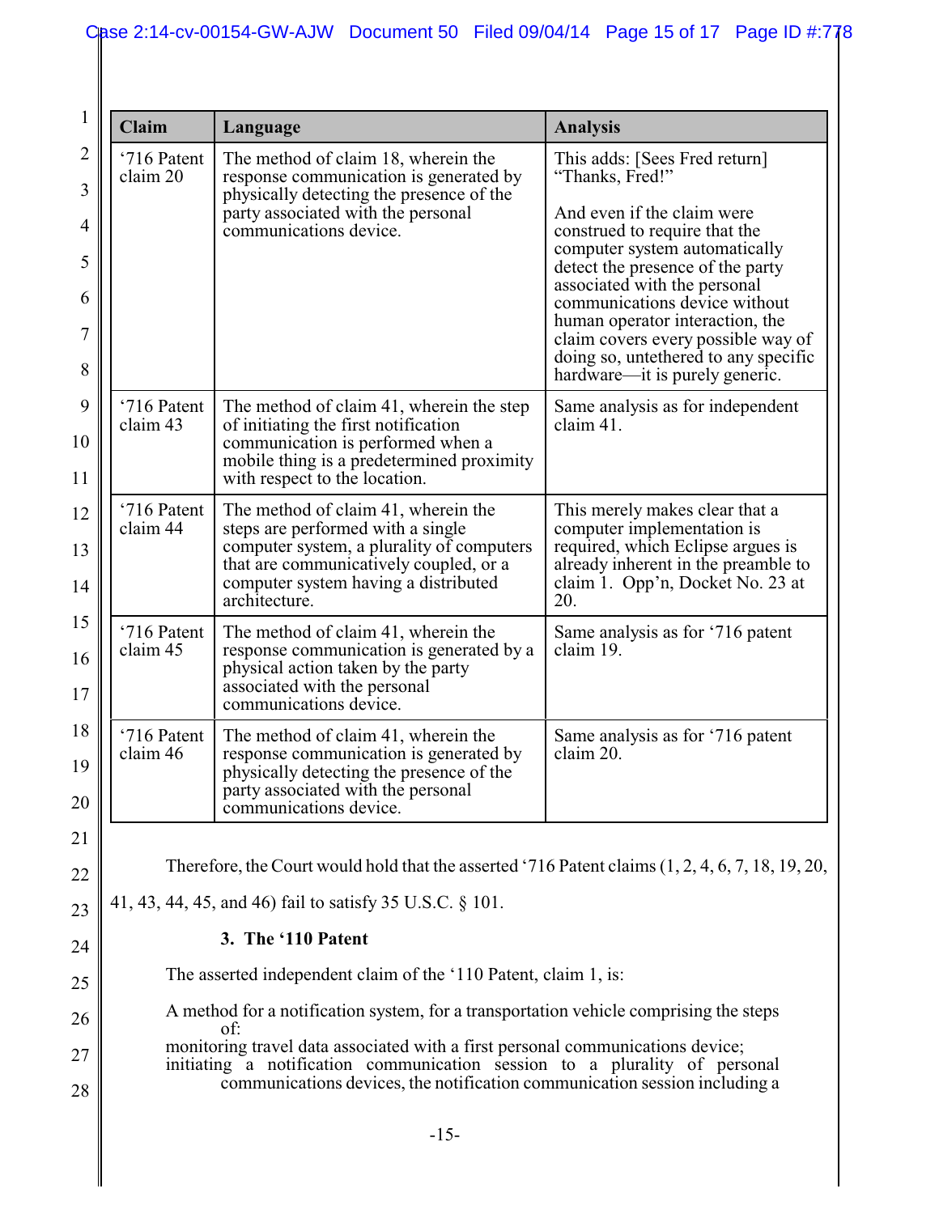| Claim | Language | Analysis |
|---|---|---|
| '716 Patent claim 20 | The method of claim 18, wherein the response communication is generated by physically detecting the presence of the party associated with the personal communications device. | This adds: [Sees Fred return] "Thanks, Fred!"<br><br>And even if the claim were construed to require that the computer system automatically detect the presence of the party associated with the personal communications device without human operator interaction, the claim covers every possible way of doing so, untethered to any specific hardware—it is purely generic. |
| '716 Patent claim 43 | The method of claim 41, wherein the step of initiating the first notification communication is performed when a mobile thing is a predetermined proximity with respect to the location. | Same analysis as for independent claim 41. |
| '716 Patent claim 44 | The method of claim 41, wherein the steps are performed with a single computer system, a plurality of computers that are communicatively coupled, or a computer system having a distributed architecture. | This merely makes clear that a computer implementation is required, which Eclipse argues is already inherent in the preamble to claim 1. Opp'n, Docket No. 23 at 20. |
| '716 Patent claim 45 | The method of claim 41, wherein the response communication is generated by a physical action taken by the party associated with the personal communications device. | Same analysis as for '716 patent claim 19. |
| '716 Patent claim 46 | The method of claim 41, wherein the response communication is generated by physically detecting the presence of the party associated with the personal communications device. | Same analysis as for '716 patent claim 20. |

Therefore, the Court would hold that the asserted '716 Patent claims (1, 2, 4, 6, 7, 18, 19, 20, 41, 43, 44, 45, and 46) fail to satisfy 35 U.S.C. § 101.

**3. The '110 Patent**

The asserted independent claim of the '110 Patent, claim 1, is:

A method for a notification system, for a transportation vehicle comprising the steps of:
monitoring travel data associated with a first personal communications device;
initiating a notification communication session to a plurality of personal communications devices, the notification communication session including a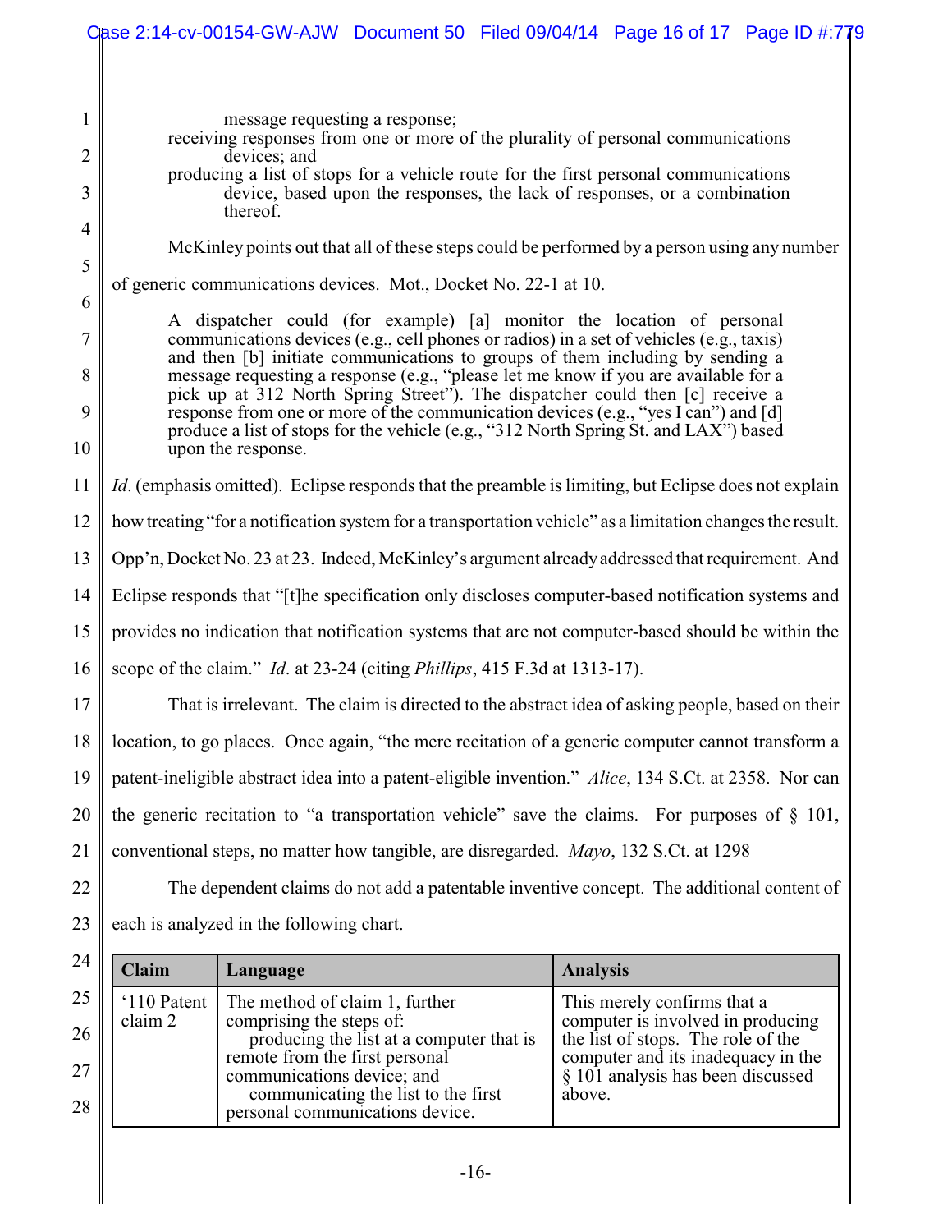message requesting a response;
receiving responses from one or more of the plurality of personal communications devices; and
producing a list of stops for a vehicle route for the first personal communications device, based upon the responses, the lack of responses, or a combination thereof.

McKinley points out that all of these steps could be performed by a person using any number of generic communications devices. Mot., Docket No. 22-1 at 10.

> A dispatcher could (for example) [a] monitor the location of personal communications devices (e.g., cell phones or radios) in a set of vehicles (e.g., taxis) and then [b] initiate communications to groups of them including by sending a message requesting a response (e.g., "please let me know if you are available for a pick up at 312 North Spring Street"). The dispatcher could then [c] receive a response from one or more of the communication devices (e.g., "yes I can") and [d] produce a list of stops for the vehicle (e.g., "312 North Spring St. and LAX") based upon the response.

*Id*. (emphasis omitted). Eclipse responds that the preamble is limiting, but Eclipse does not explain how treating "for a notification system for a transportation vehicle" as a limitation changes the result. Opp'n, Docket No. 23 at 23. Indeed, McKinley's argument already addressed that requirement. And Eclipse responds that "[t]he specification only discloses computer-based notification systems and provides no indication that notification systems that are not computer-based should be within the scope of the claim." *Id*. at 23-24 (citing *Phillips*, 415 F.3d at 1313-17).

That is irrelevant. The claim is directed to the abstract idea of asking people, based on their location, to go places. Once again, "the mere recitation of a generic computer cannot transform a patent-ineligible abstract idea into a patent-eligible invention." *Alice*, 134 S.Ct. at 2358. Nor can the generic recitation to "a transportation vehicle" save the claims. For purposes of § 101, conventional steps, no matter how tangible, are disregarded. *Mayo*, 132 S.Ct. at 1298

The dependent claims do not add a patentable inventive concept. The additional content of each is analyzed in the following chart.

| Claim | Language | Analysis |
|---|---|---|
| '110 Patent claim 2 | The method of claim 1, further comprising the steps of: producing the list at a computer that is remote from the first personal communications device; and communicating the list to the first personal communications device. | This merely confirms that a computer is involved in producing the list of stops. The role of the computer and its inadequacy in the § 101 analysis has been discussed above. |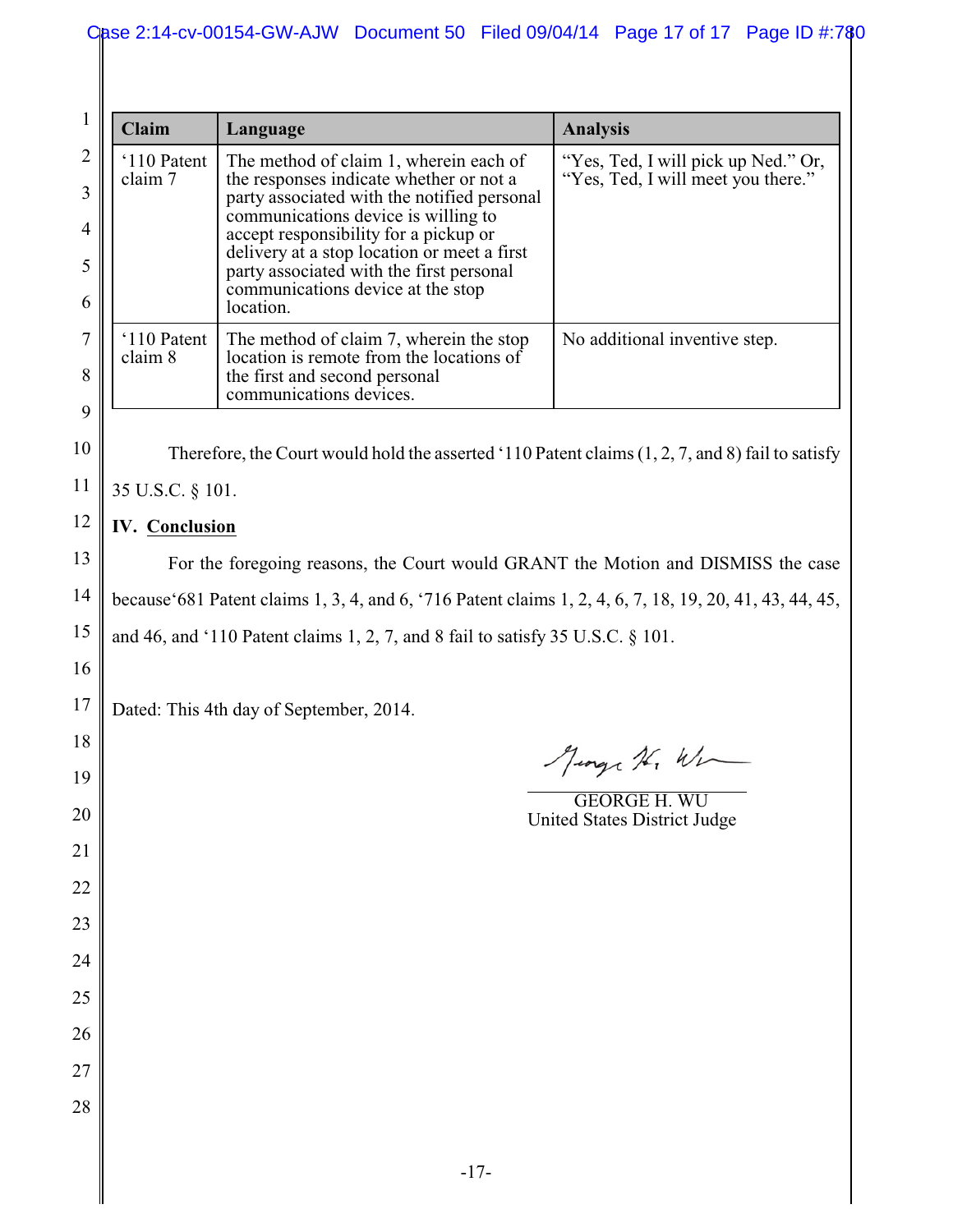| Claim | Language | Analysis |
|---|---|---|
| '110 Patent claim 7 | The method of claim 1, wherein each of the responses indicate whether or not a party associated with the notified personal communications device is willing to accept responsibility for a pickup or delivery at a stop location or meet a first party associated with the first personal communications device at the stop location. | "Yes, Ted, I will pick up Ned." Or, "Yes, Ted, I will meet you there." |
| '110 Patent claim 8 | The method of claim 7, wherein the stop location is remote from the locations of the first and second personal communications devices. | No additional inventive step. |

Therefore, the Court would hold the asserted '110 Patent claims (1, 2, 7, and 8) fail to satisfy 35 U.S.C. § 101.

## IV. Conclusion

For the foregoing reasons, the Court would GRANT the Motion and DISMISS the case because'681 Patent claims 1, 3, 4, and 6, '716 Patent claims 1, 2, 4, 6, 7, 18, 19, 20, 41, 43, 44, 45, and 46, and '110 Patent claims 1, 2, 7, and 8 fail to satisfy 35 U.S.C. § 101.

Dated: This 4th day of September, 2014.

GEORGE H. WU
United States District Judge